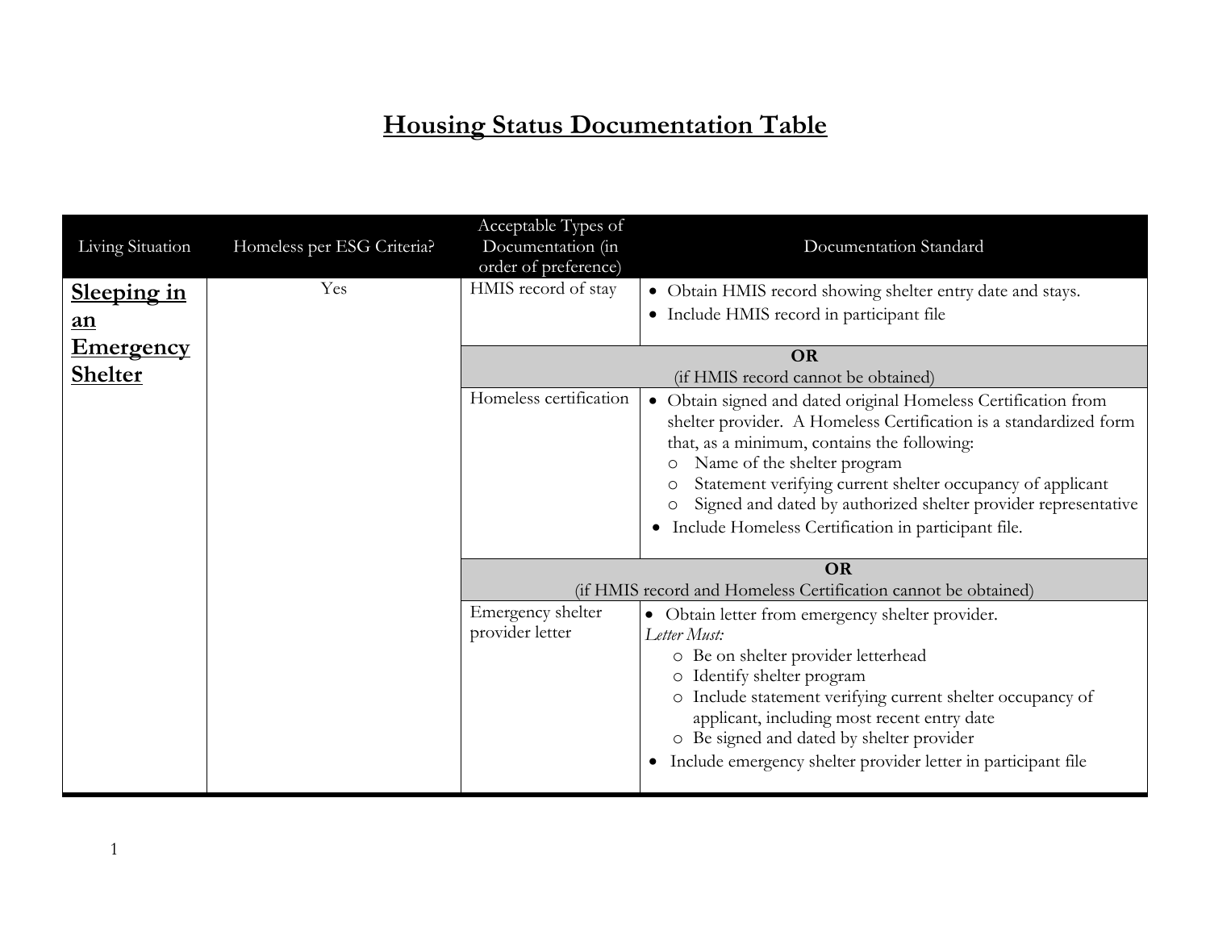# Housing Status Documentation Table

| Living Situation | Homeless per ESG Criteria? | Acceptable Types of Documentation (in order of preference) | Documentation Standard |
|---|---|---|---|
| **Sleeping in an Emergency Shelter** | Yes | HMIS record of stay | • Obtain HMIS record showing shelter entry date and stays.<br>• Include HMIS record in participant file |
| | | **OR** (if HMIS record cannot be obtained) | |
| | | Homeless certification | • Obtain signed and dated original Homeless Certification from shelter provider. A Homeless Certification is a standardized form that, as a minimum, contains the following:<br>○ Name of the shelter program<br>○ Statement verifying current shelter occupancy of applicant<br>○ Signed and dated by authorized shelter provider representative<br>• Include Homeless Certification in participant file. |
| | | **OR** (if HMIS record and Homeless Certification cannot be obtained) | |
| | | Emergency shelter provider letter | • Obtain letter from emergency shelter provider.<br>*Letter Must:*<br>○ Be on shelter provider letterhead<br>○ Identify shelter program<br>○ Include statement verifying current shelter occupancy of applicant, including most recent entry date<br>○ Be signed and dated by shelter provider<br>• Include emergency shelter provider letter in participant file |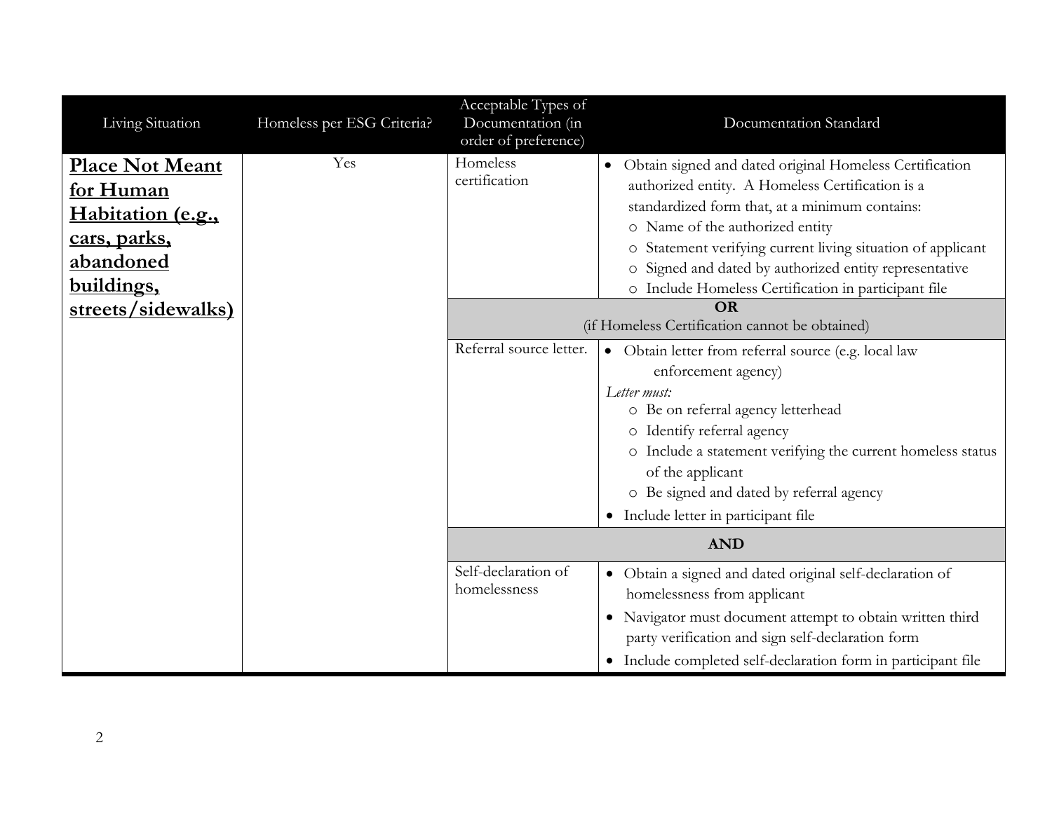| Living Situation | Homeless per ESG Criteria? | Acceptable Types of Documentation (in order of preference) | Documentation Standard |
|---|---|---|---|
| **<u>Place Not Meant for Human Habitation (e.g., cars, parks, abandoned buildings, streets/sidewalks)</u>** | Yes | Homeless certification | • Obtain signed and dated original Homeless Certification authorized entity. A Homeless Certification is a standardized form that, at a minimum contains:<br>○ Name of the authorized entity<br>○ Statement verifying current living situation of applicant<br>○ Signed and dated by authorized entity representative<br>○ Include Homeless Certification in participant file |
| | | **OR**<br>(if Homeless Certification cannot be obtained) | |
| | | Referral source letter. | • Obtain letter from referral source (e.g. local law enforcement agency)<br>*Letter must:*<br>○ Be on referral agency letterhead<br>○ Identify referral agency<br>○ Include a statement verifying the current homeless status of the applicant<br>○ Be signed and dated by referral agency<br>• Include letter in participant file |
| | | **AND** | |
| | | Self-declaration of homelessness | • Obtain a signed and dated original self-declaration of homelessness from applicant<br>• Navigator must document attempt to obtain written third party verification and sign self-declaration form<br>• Include completed self-declaration form in participant file |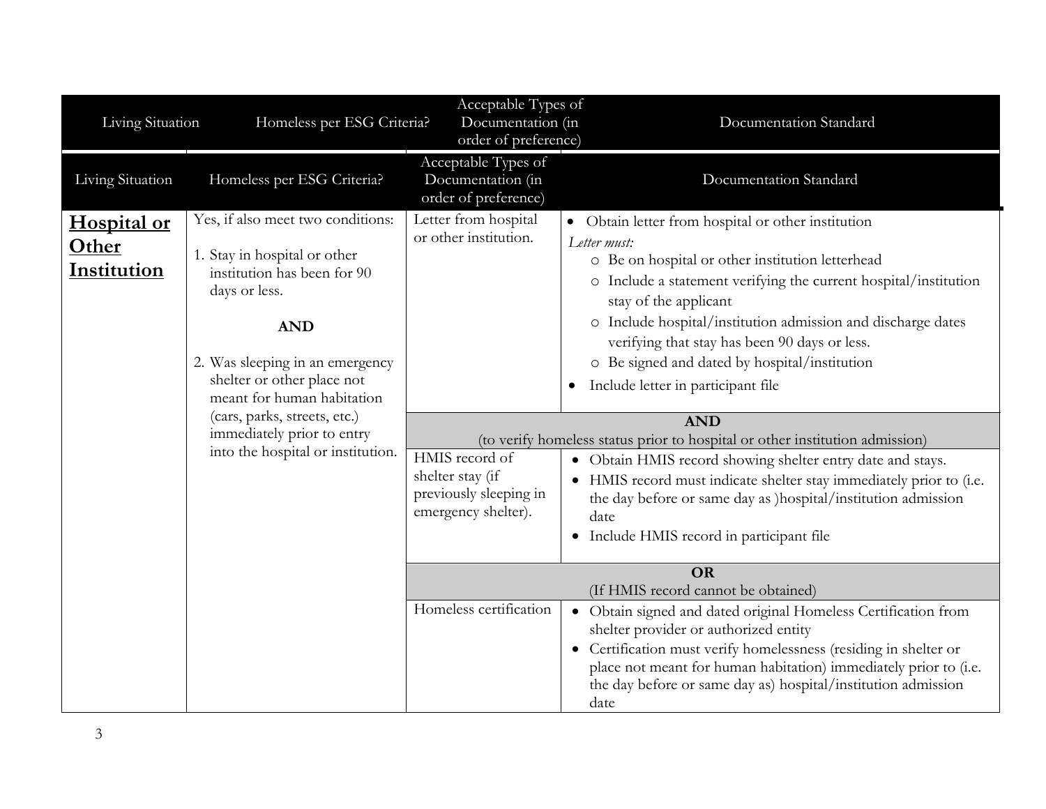| Living Situation | Homeless per ESG Criteria? | Acceptable Types of Documentation (in order of preference) | Documentation Standard |
|---|---|---|---|
| **Hospital or Other Institution** | Yes, if also meet two conditions:<br><br>1. Stay in hospital or other institution has been for 90 days or less.<br><br>**AND**<br><br>2. Was sleeping in an emergency shelter or other place not meant for human habitation (cars, parks, streets, etc.) immediately prior to entry into the hospital or institution. | Letter from hospital or other institution. | • Obtain letter from hospital or other institution<br>*Letter must:*<br>○ Be on hospital or other institution letterhead<br>○ Include a statement verifying the current hospital/institution stay of the applicant<br>○ Include hospital/institution admission and discharge dates verifying that stay has been 90 days or less.<br>○ Be signed and dated by hospital/institution<br>• Include letter in participant file |
| | | **AND** (to verify homeless status prior to hospital or other institution admission) | |
| | | HMIS record of shelter stay (if previously sleeping in emergency shelter). | • Obtain HMIS record showing shelter entry date and stays.<br>• HMIS record must indicate shelter stay immediately prior to (i.e. the day before or same day as )hospital/institution admission date<br>• Include HMIS record in participant file |
| | | **OR** (If HMIS record cannot be obtained) | |
| | | Homeless certification | • Obtain signed and dated original Homeless Certification from shelter provider or authorized entity<br>• Certification must verify homelessness (residing in shelter or place not meant for human habitation) immediately prior to (i.e. the day before or same day as) hospital/institution admission date |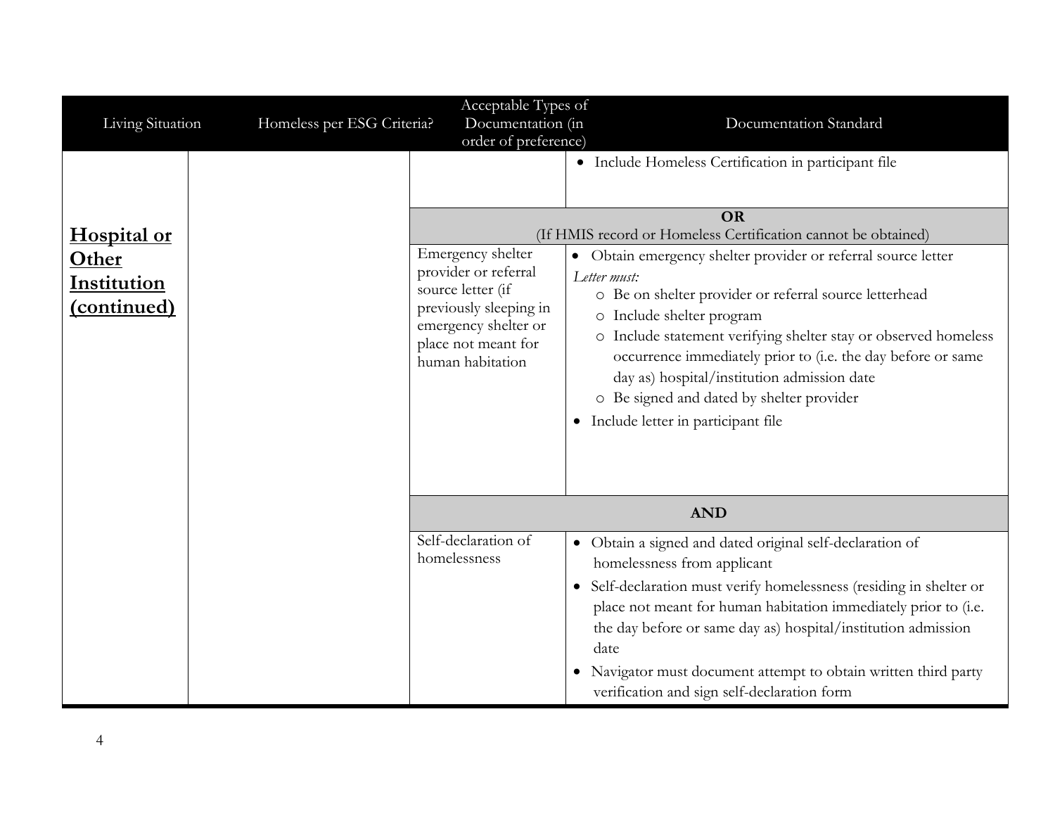| Living Situation | Homeless per ESG Criteria? | Acceptable Types of Documentation (in order of preference) | Documentation Standard |
|---|---|---|---|
| **Hospital or Other Institution (continued)** | | | • Include Homeless Certification in participant file |
| | | **OR** (If HMIS record or Homeless Certification cannot be obtained) | |
| | | Emergency shelter provider or referral source letter (if previously sleeping in emergency shelter or place not meant for human habitation | • Obtain emergency shelter provider or referral source letter<br>*Letter must:*<br>○ Be on shelter provider or referral source letterhead<br>○ Include shelter program<br>○ Include statement verifying shelter stay or observed homeless occurrence immediately prior to (i.e. the day before or same day as) hospital/institution admission date<br>○ Be signed and dated by shelter provider<br>• Include letter in participant file |
| | | **AND** | |
| | | Self-declaration of homelessness | • Obtain a signed and dated original self-declaration of homelessness from applicant<br>• Self-declaration must verify homelessness (residing in shelter or place not meant for human habitation immediately prior to (i.e. the day before or same day as) hospital/institution admission date<br>• Navigator must document attempt to obtain written third party verification and sign self-declaration form |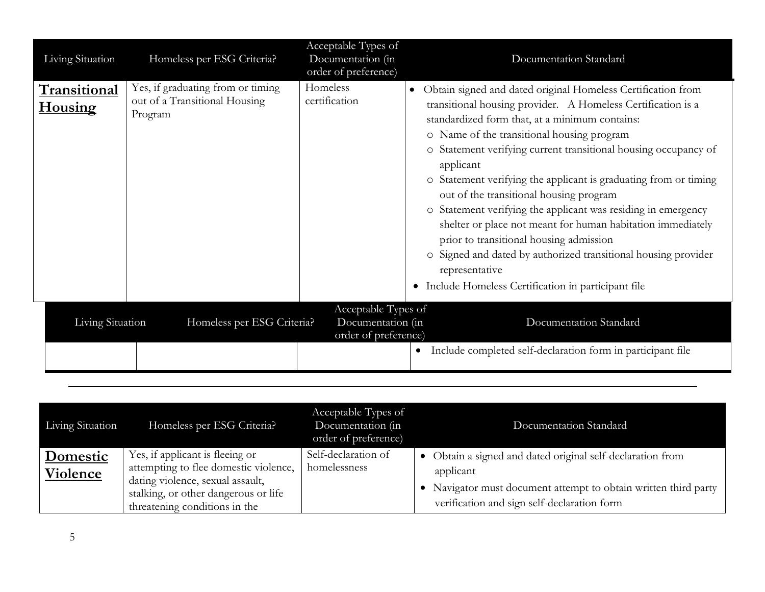| Living Situation | Homeless per ESG Criteria? | Acceptable Types of Documentation (in order of preference) | Documentation Standard |
|---|---|---|---|
| **Transitional Housing** | Yes, if graduating from or timing out of a Transitional Housing Program | Homeless certification | • Obtain signed and dated original Homeless Certification from transitional housing provider. A Homeless Certification is a standardized form that, at a minimum contains:<br>○ Name of the transitional housing program<br>○ Statement verifying current transitional housing occupancy of applicant<br>○ Statement verifying the applicant is graduating from or timing out of the transitional housing program<br>○ Statement verifying the applicant was residing in emergency shelter or place not meant for human habitation immediately prior to transitional housing admission<br>○ Signed and dated by authorized transitional housing provider representative<br>• Include Homeless Certification in participant file |

| Living Situation | Homeless per ESG Criteria? | Acceptable Types of Documentation (in order of preference) | Documentation Standard |
|---|---|---|---|
| | | | • Include completed self-declaration form in participant file |

---

| Living Situation | Homeless per ESG Criteria? | Acceptable Types of Documentation (in order of preference) | Documentation Standard |
|---|---|---|---|
| **Domestic Violence** | Yes, if applicant is fleeing or attempting to flee domestic violence, dating violence, sexual assault, stalking, or other dangerous or life threatening conditions in the | Self-declaration of homelessness | • Obtain a signed and dated original self-declaration from applicant<br>• Navigator must document attempt to obtain written third party verification and sign self-declaration form |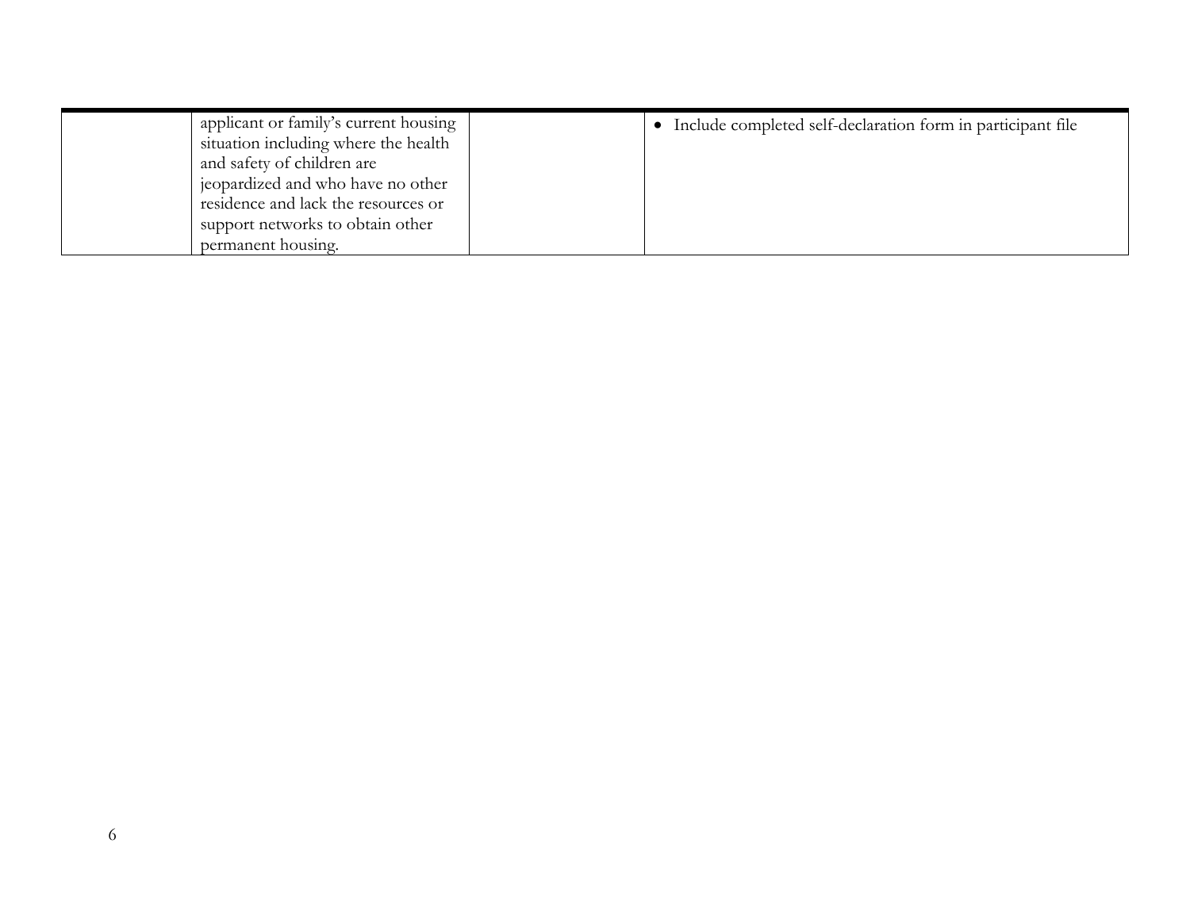| | | | |
|---|---|---|---|
| | applicant or family's current housing situation including where the health and safety of children are jeopardized and who have no other residence and lack the resources or support networks to obtain other permanent housing. | | • Include completed self-declaration form in participant file |